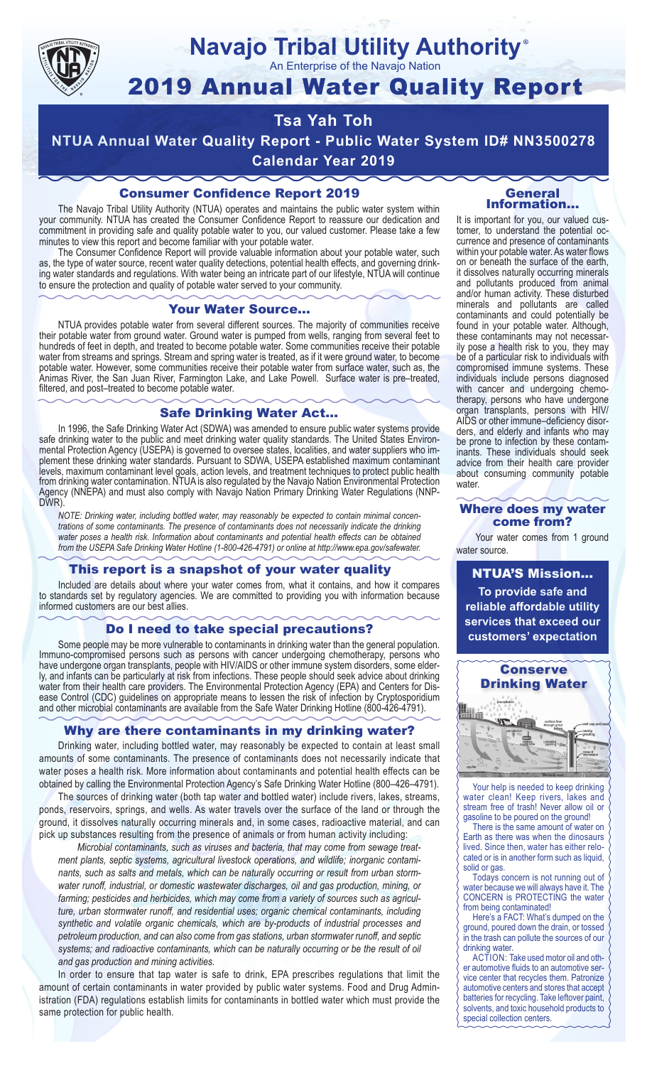# Navajo Tribal Utility Authority®

An Enterprise of the Navajo Nation

# 2019 Annual Water Quality Report

## Tsa Yah Toh

## NTUA Annual Water Quality Report - Public Water System ID# NN3500278

## Calendar Year 2019

### Consumer Confidence Report 2019

The Navajo Tribal Utility Authority (NTUA) operates and maintains the public water system within your community. NTUA has created the Consumer Confidence Report to reassure our dedication and commitment in providing safe and quality potable water to you, our valued customer. Please take a few minutes to view this report and become familiar with your potable water.

The Consumer Confidence Report will provide valuable information about your potable water, such as, the type of water source, recent water quality detections, potential health effects, and governing drinking water standards and regulations. With water being an intricate part of our lifestyle, NTUA will continue to ensure the protection and quality of potable water served to your community.

### Your Water Source…

NTUA provides potable water from several different sources. The majority of communities receive their potable water from ground water. Ground water is pumped from wells, ranging from several feet to hundreds of feet in depth, and treated to become potable water. Some communities receive their potable water from streams and springs. Stream and spring water is treated, as if it were ground water, to become potable water. However, some communities receive their potable water from surface water, such as, the Animas River, the San Juan River, Farmington Lake, and Lake Powell. Surface water is pre–treated, filtered, and post–treated to become potable water.

### Safe Drinking Water Act…

In 1996, the Safe Drinking Water Act (SDWA) was amended to ensure public water systems provide safe drinking water to the public and meet drinking water quality standards. The United States Environmental Protection Agency (USEPA) is governed to oversee states, localities, and water suppliers who implement these drinking water standards. Pursuant to SDWA, USEPA established maximum contaminant levels, maximum contaminant level goals, action levels, and treatment techniques to protect public health from drinking water contamination. NTUA is also regulated by the Navajo Nation Environmental Protection Agency (NNEPA) and must also comply with Navajo Nation Primary Drinking Water Regulations (NNPDWR).

*NOTE: Drinking water, including bottled water, may reasonably be expected to contain minimal concentrations of some contaminants. The presence of contaminants does not necessarily indicate the drinking water poses a health risk. Information about contaminants and potential health effects can be obtained from the USEPA Safe Drinking Water Hotline (1-800-426-4791) or online at http://www.epa.gov/safewater.*

### This report is a snapshot of your water quality

Included are details about where your water comes from, what it contains, and how it compares to standards set by regulatory agencies. We are committed to providing you with information because informed customers are our best allies.

### Do I need to take special precautions?

Some people may be more vulnerable to contaminants in drinking water than the general population. Immuno-compromised persons such as persons with cancer undergoing chemotherapy, persons who have undergone organ transplants, people with HIV/AIDS or other immune system disorders, some elderly, and infants can be particularly at risk from infections. These people should seek advice about drinking water from their health care providers. The Environmental Protection Agency (EPA) and Centers for Disease Control (CDC) guidelines on appropriate means to lessen the risk of infection by Cryptosporidium and other microbial contaminants are available from the Safe Water Drinking Hotline (800-426-4791).

### Why are there contaminants in my drinking water?

Drinking water, including bottled water, may reasonably be expected to contain at least small amounts of some contaminants. The presence of contaminants does not necessarily indicate that water poses a health risk. More information about contaminants and potential health effects can be obtained by calling the Environmental Protection Agency's Safe Drinking Water Hotline (800–426–4791).

The sources of drinking water (both tap water and bottled water) include rivers, lakes, streams, ponds, reservoirs, springs, and wells. As water travels over the surface of the land or through the ground, it dissolves naturally occurring minerals and, in some cases, radioactive material, and can pick up substances resulting from the presence of animals or from human activity including:

*Microbial contaminants, such as viruses and bacteria, that may come from sewage treatment plants, septic systems, agricultural livestock operations, and wildlife; inorganic contaminants, such as salts and metals, which can be naturally occurring or result from urban stormwater runoff, industrial, or domestic wastewater discharges, oil and gas production, mining, or farming; pesticides and herbicides, which may come from a variety of sources such as agriculture, urban stormwater runoff, and residential uses; organic chemical contaminants, including synthetic and volatile organic chemicals, which are by-products of industrial processes and petroleum production, and can also come from gas stations, urban stormwater runoff, and septic systems; and radioactive contaminants, which can be naturally occurring or be the result of oil and gas production and mining activities.*

In order to ensure that tap water is safe to drink, EPA prescribes regulations that limit the amount of certain contaminants in water provided by public water systems. Food and Drug Administration (FDA) regulations establish limits for contaminants in bottled water which must provide the same protection for public health.

### General Information…

It is important for you, our valued customer, to understand the potential occurrence and presence of contaminants within your potable water. As water flows on or beneath the surface of the earth, it dissolves naturally occurring minerals and pollutants produced from animal and/or human activity. These disturbed minerals and pollutants are called contaminants and could potentially be found in your potable water. Although, these contaminants may not necessarily pose a health risk to you, they may be of a particular risk to individuals with compromised immune systems. These individuals include persons diagnosed with cancer and undergoing chemotherapy, persons who have undergone organ transplants, persons with HIV/AIDS or other immune–deficiency disorders, and elderly and infants who may be prone to infection by these contaminants. These individuals should seek advice from their health care provider about consuming community potable water.

### Where does my water come from?

Your water comes from 1 ground water source.

### NTUA'S Mission…

**To provide safe and reliable affordable utility services that exceed our customers' expectation**

### Conserve Drinking Water

Your help is needed to keep drinking water clean! Keep rivers, lakes and stream free of trash! Never allow oil or gasoline to be poured on the ground!

There is the same amount of water on Earth as there was when the dinosaurs lived. Since then, water has either relocated or is in another form such as liquid, solid or gas.

Todays concern is not running out of water because we will always have it. The CONCERN is PROTECTING the water from being contaminated!

Here's a FACT: What's dumped on the ground, poured down the drain, or tossed in the trash can pollute the sources of our drinking water.

ACTION: Take used motor oil and other automotive fluids to an automotive service center that recycles them. Patronize automotive centers and stores that accept batteries for recycling. Take leftover paint, solvents, and toxic household products to special collection centers.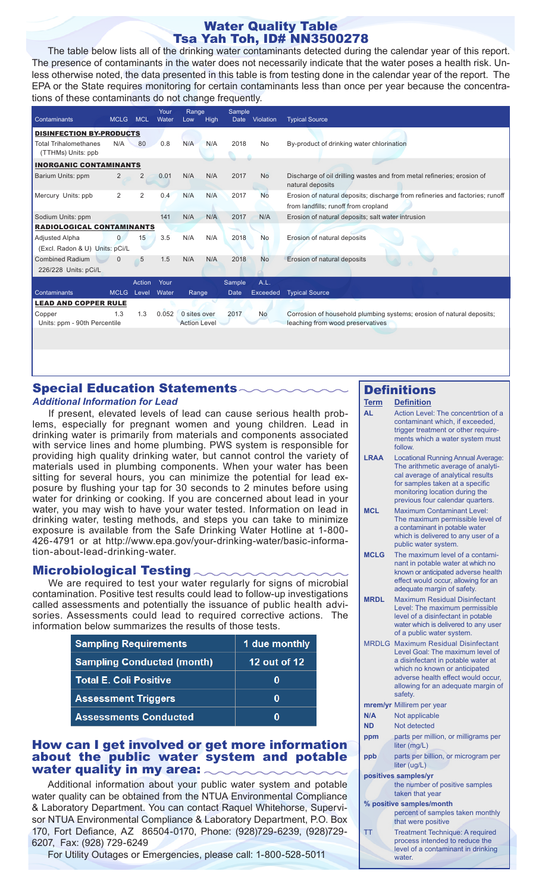# Water Quality Table
## Tsa Yah Toh, ID# NN3500278

The table below lists all of the drinking water contaminants detected during the calendar year of this report. The presence of contaminants in the water does not necessarily indicate that the water poses a health risk. Unless otherwise noted, the data presented in this table is from testing done in the calendar year of the report. The EPA or the State requires monitoring for certain contaminants less than once per year because the concentrations of these contaminants do not change frequently.

| Contaminants | MCLG | MCL | Your Water | Range Low | Range High | Sample Date | Violation | Typical Source |
|---|---|---|---|---|---|---|---|---|
| **DISINFECTION BY-PRODUCTS** | | | | | | | | |
| Total Trihalomethanes (TTHMs) Units: ppb | N/A | 80 | 0.8 | N/A | N/A | 2018 | No | By-product of drinking water chlorination |
| **INORGANIC CONTAMINANTS** | | | | | | | | |
| Barium Units: ppm | 2 | 2 | 0.01 | N/A | N/A | 2017 | No | Discharge of oil drilling wastes and from metal refineries; erosion of natural deposits |
| Mercury Units: ppb | 2 | 2 | 0.4 | N/A | N/A | 2017 | No | Erosion of natural deposits; discharge from refineries and factories; runoff from landfills; runoff from cropland |
| Sodium Units: ppm | | | 141 | N/A | N/A | 2017 | N/A | Erosion of natural deposits; salt water intrusion |
| **RADIOLOGICAL CONTAMINANTS** | | | | | | | | |
| Adjusted Alpha (Excl. Radon & U) Units: pCi/L | 0 | 15 | 3.5 | N/A | N/A | 2018 | No | Erosion of natural deposits |
| Combined Radium 226/228 Units: pCi/L | 0 | 5 | 1.5 | N/A | N/A | 2018 | No | Erosion of natural deposits |

| Contaminants | MCLG | Action Level | Your Water | Range | Sample Date | A.L. Exceeded | Typical Source |
|---|---|---|---|---|---|---|---|
| **LEAD AND COPPER RULE** | | | | | | | |
| Copper Units: ppm - 90th Percentile | 1.3 | 1.3 | 0.052 | 0 sites over Action Level | 2017 | No | Corrosion of household plumbing systems; erosion of natural deposits; leaching from wood preservatives |

## Special Education Statements

### *Additional Information for Lead*

If present, elevated levels of lead can cause serious health problems, especially for pregnant women and young children. Lead in drinking water is primarily from materials and components associated with service lines and home plumbing. PWS system is responsible for providing high quality drinking water, but cannot control the variety of materials used in plumbing components. When your water has been sitting for several hours, you can minimize the potential for lead exposure by flushing your tap for 30 seconds to 2 minutes before using water for drinking or cooking. If you are concerned about lead in your water, you may wish to have your water tested. Information on lead in drinking water, testing methods, and steps you can take to minimize exposure is available from the Safe Drinking Water Hotline at 1-800-426-4791 or at http://www.epa.gov/your-drinking-water/basic-information-about-lead-drinking-water.

## Microbiological Testing

We are required to test your water regularly for signs of microbial contamination. Positive test results could lead to follow-up investigations called assessments and potentially the issuance of public health advisories. Assessments could lead to required corrective actions. The information below summarizes the results of those tests.

| | |
|---|---|
| **Sampling Requirements** | **1 due monthly** |
| **Sampling Conducted (month)** | **12 out of 12** |
| **Total E. Coli Positive** | **0** |
| **Assessment Triggers** | **0** |
| **Assessments Conducted** | **0** |

## How can I get involved or get more information about the public water system and potable water quality in my area:

Additional information about your public water system and potable water quality can be obtained from the NTUA Environmental Compliance & Laboratory Department. You can contact Raquel Whitehorse, Supervisor NTUA Environmental Compliance & Laboratory Department, P.O. Box 170, Fort Defiance, AZ 86504-0170, Phone: (928)729-6239, (928)729-6207, Fax: (928) 729-6249

For Utility Outages or Emergencies, please call: 1-800-528-5011

## Definitions

| Term | Definition |
|---|---|
| **AL** | Action Level: The concentrtion of a contaminant which, if exceeded, trigger treatment or other requirements which a water system must follow. |
| **LRAA** | Locational Running Annual Average: The arithmetic average of analytical average of analytical results for samples taken at a specific monitoring location during the previous four calendar quarters. |
| **MCL** | Maximum Contaminant Level: The maximum permissible level of a contaminant in potable water which is delivered to any user of a public water system. |
| **MCLG** | The maximum level of a contaminant in potable water at which no known or anticipated adverse health effect would occur, allowing for an adequate margin of safety. |
| **MRDL** | Maximum Residual Disinfectant Level: The maximum permissible level of a disinfectant in potable water which is delivered to any user of a public water system. |
| **MRDLG** | Maximum Residual Disinfectant Level Goal: The maximum level of a disinfectant in potable water at which no known or anticipated adverse health effect would occur, allowing for an adequate margin of safety. |
| **mrem/yr** | Millirem per year |
| **N/A** | Not applicable |
| **ND** | Not detected |
| **ppm** | parts per million, or milligrams per liter (mg/L) |
| **ppb** | parts per billion, or microgram per liter (ug/L) |
| **positives samples/yr** | the number of positive samples taken that year |
| **% positive samples/month** | percent of samples taken monthly that were positive |
| **TT** | Treatment Technique: A required process intended to reduce the level of a contaminant in drinking water. |